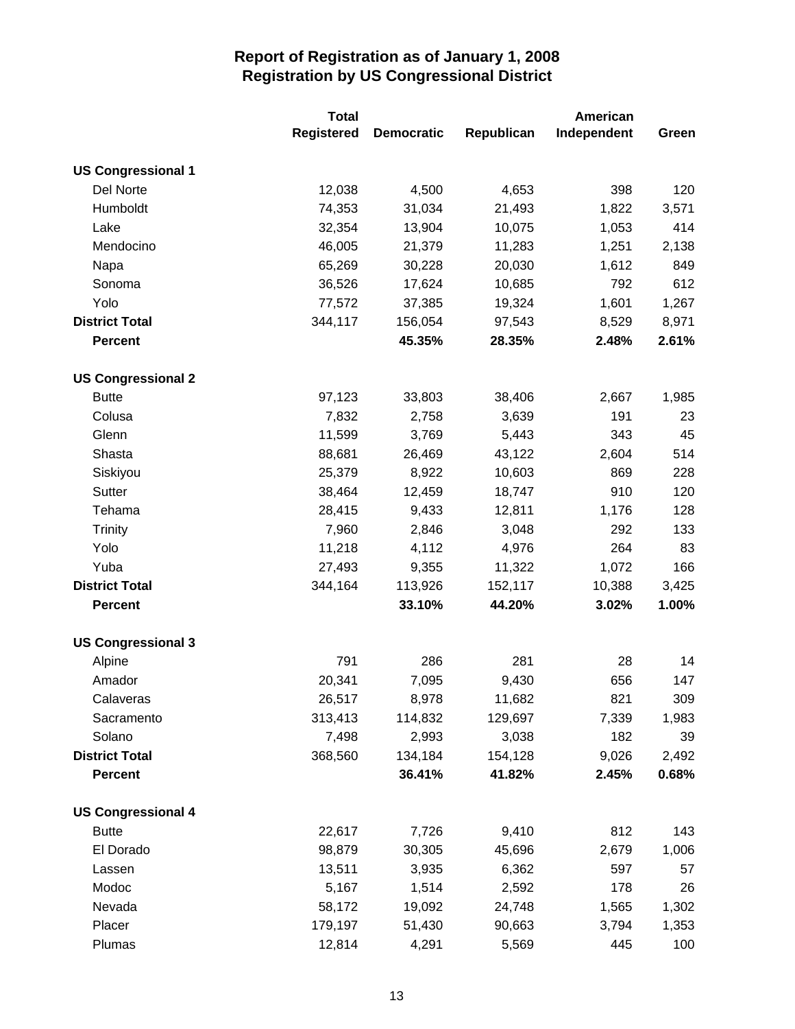# Report of Registration as of January 1, 2008
## Registration by US Congressional District

| | Total Registered | Democratic | Republican | American Independent | Green |
|---|---|---|---|---|---|
| **US Congressional 1** | | | | | |
| Del Norte | 12,038 | 4,500 | 4,653 | 398 | 120 |
| Humboldt | 74,353 | 31,034 | 21,493 | 1,822 | 3,571 |
| Lake | 32,354 | 13,904 | 10,075 | 1,053 | 414 |
| Mendocino | 46,005 | 21,379 | 11,283 | 1,251 | 2,138 |
| Napa | 65,269 | 30,228 | 20,030 | 1,612 | 849 |
| Sonoma | 36,526 | 17,624 | 10,685 | 792 | 612 |
| Yolo | 77,572 | 37,385 | 19,324 | 1,601 | 1,267 |
| **District Total** | 344,117 | 156,054 | 97,543 | 8,529 | 8,971 |
| **Percent** | | **45.35%** | **28.35%** | **2.48%** | **2.61%** |
| **US Congressional 2** | | | | | |
| Butte | 97,123 | 33,803 | 38,406 | 2,667 | 1,985 |
| Colusa | 7,832 | 2,758 | 3,639 | 191 | 23 |
| Glenn | 11,599 | 3,769 | 5,443 | 343 | 45 |
| Shasta | 88,681 | 26,469 | 43,122 | 2,604 | 514 |
| Siskiyou | 25,379 | 8,922 | 10,603 | 869 | 228 |
| Sutter | 38,464 | 12,459 | 18,747 | 910 | 120 |
| Tehama | 28,415 | 9,433 | 12,811 | 1,176 | 128 |
| Trinity | 7,960 | 2,846 | 3,048 | 292 | 133 |
| Yolo | 11,218 | 4,112 | 4,976 | 264 | 83 |
| Yuba | 27,493 | 9,355 | 11,322 | 1,072 | 166 |
| **District Total** | 344,164 | 113,926 | 152,117 | 10,388 | 3,425 |
| **Percent** | | **33.10%** | **44.20%** | **3.02%** | **1.00%** |
| **US Congressional 3** | | | | | |
| Alpine | 791 | 286 | 281 | 28 | 14 |
| Amador | 20,341 | 7,095 | 9,430 | 656 | 147 |
| Calaveras | 26,517 | 8,978 | 11,682 | 821 | 309 |
| Sacramento | 313,413 | 114,832 | 129,697 | 7,339 | 1,983 |
| Solano | 7,498 | 2,993 | 3,038 | 182 | 39 |
| **District Total** | 368,560 | 134,184 | 154,128 | 9,026 | 2,492 |
| **Percent** | | **36.41%** | **41.82%** | **2.45%** | **0.68%** |
| **US Congressional 4** | | | | | |
| Butte | 22,617 | 7,726 | 9,410 | 812 | 143 |
| El Dorado | 98,879 | 30,305 | 45,696 | 2,679 | 1,006 |
| Lassen | 13,511 | 3,935 | 6,362 | 597 | 57 |
| Modoc | 5,167 | 1,514 | 2,592 | 178 | 26 |
| Nevada | 58,172 | 19,092 | 24,748 | 1,565 | 1,302 |
| Placer | 179,197 | 51,430 | 90,663 | 3,794 | 1,353 |
| Plumas | 12,814 | 4,291 | 5,569 | 445 | 100 |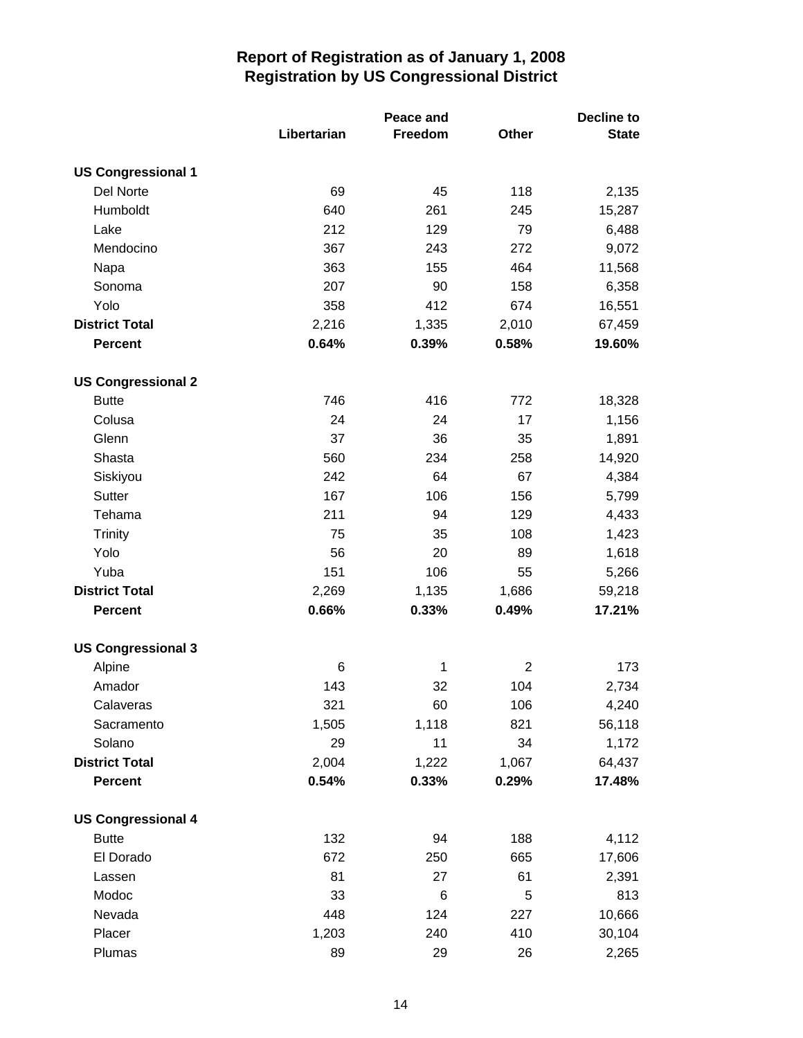# Report of Registration as of January 1, 2008
## Registration by US Congressional District

| | Libertarian | Peace and Freedom | Other | Decline to State |
|---|---|---|---|---|
| **US Congressional 1** | | | | |
| Del Norte | 69 | 45 | 118 | 2,135 |
| Humboldt | 640 | 261 | 245 | 15,287 |
| Lake | 212 | 129 | 79 | 6,488 |
| Mendocino | 367 | 243 | 272 | 9,072 |
| Napa | 363 | 155 | 464 | 11,568 |
| Sonoma | 207 | 90 | 158 | 6,358 |
| Yolo | 358 | 412 | 674 | 16,551 |
| **District Total** | 2,216 | 1,335 | 2,010 | 67,459 |
| **Percent** | **0.64%** | **0.39%** | **0.58%** | **19.60%** |
| **US Congressional 2** | | | | |
| Butte | 746 | 416 | 772 | 18,328 |
| Colusa | 24 | 24 | 17 | 1,156 |
| Glenn | 37 | 36 | 35 | 1,891 |
| Shasta | 560 | 234 | 258 | 14,920 |
| Siskiyou | 242 | 64 | 67 | 4,384 |
| Sutter | 167 | 106 | 156 | 5,799 |
| Tehama | 211 | 94 | 129 | 4,433 |
| Trinity | 75 | 35 | 108 | 1,423 |
| Yolo | 56 | 20 | 89 | 1,618 |
| Yuba | 151 | 106 | 55 | 5,266 |
| **District Total** | 2,269 | 1,135 | 1,686 | 59,218 |
| **Percent** | **0.66%** | **0.33%** | **0.49%** | **17.21%** |
| **US Congressional 3** | | | | |
| Alpine | 6 | 1 | 2 | 173 |
| Amador | 143 | 32 | 104 | 2,734 |
| Calaveras | 321 | 60 | 106 | 4,240 |
| Sacramento | 1,505 | 1,118 | 821 | 56,118 |
| Solano | 29 | 11 | 34 | 1,172 |
| **District Total** | 2,004 | 1,222 | 1,067 | 64,437 |
| **Percent** | **0.54%** | **0.33%** | **0.29%** | **17.48%** |
| **US Congressional 4** | | | | |
| Butte | 132 | 94 | 188 | 4,112 |
| El Dorado | 672 | 250 | 665 | 17,606 |
| Lassen | 81 | 27 | 61 | 2,391 |
| Modoc | 33 | 6 | 5 | 813 |
| Nevada | 448 | 124 | 227 | 10,666 |
| Placer | 1,203 | 240 | 410 | 30,104 |
| Plumas | 89 | 29 | 26 | 2,265 |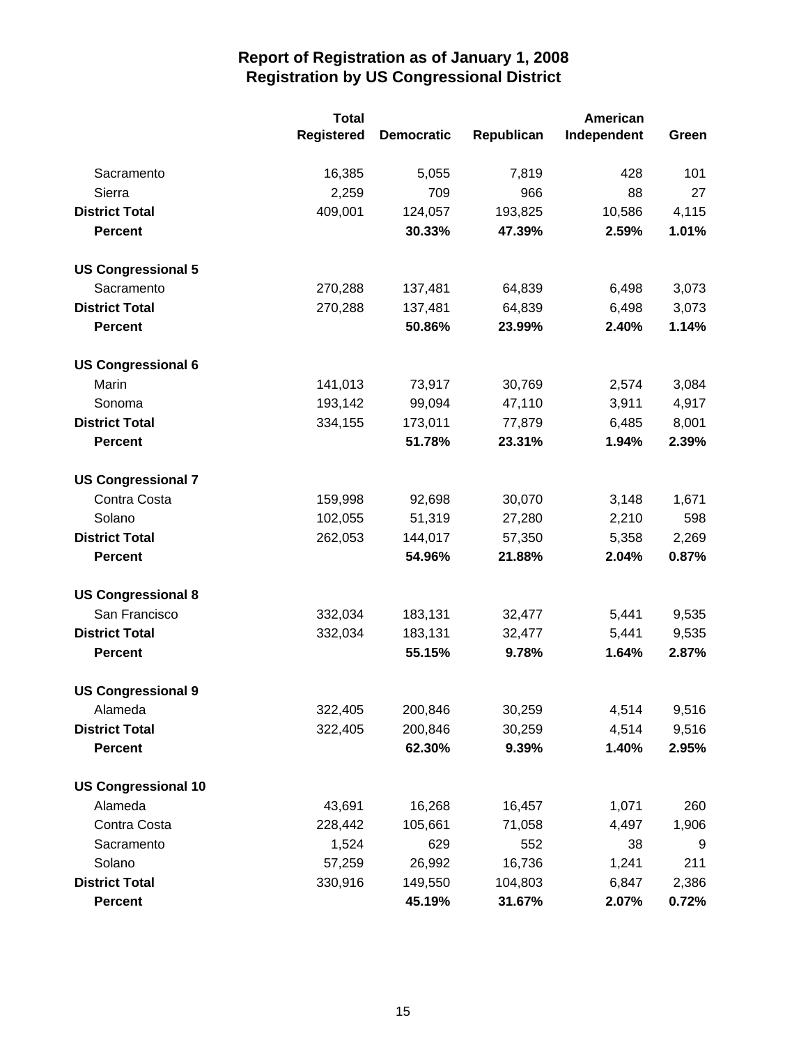# Report of Registration as of January 1, 2008
## Registration by US Congressional District

| | Total Registered | Democratic | Republican | American Independent | Green |
|---|---|---|---|---|---|
| Sacramento | 16,385 | 5,055 | 7,819 | 428 | 101 |
| Sierra | 2,259 | 709 | 966 | 88 | 27 |
| **District Total** | 409,001 | 124,057 | 193,825 | 10,586 | 4,115 |
| **Percent** | | **30.33%** | **47.39%** | **2.59%** | **1.01%** |
| **US Congressional 5** | | | | | |
| Sacramento | 270,288 | 137,481 | 64,839 | 6,498 | 3,073 |
| **District Total** | 270,288 | 137,481 | 64,839 | 6,498 | 3,073 |
| **Percent** | | **50.86%** | **23.99%** | **2.40%** | **1.14%** |
| **US Congressional 6** | | | | | |
| Marin | 141,013 | 73,917 | 30,769 | 2,574 | 3,084 |
| Sonoma | 193,142 | 99,094 | 47,110 | 3,911 | 4,917 |
| **District Total** | 334,155 | 173,011 | 77,879 | 6,485 | 8,001 |
| **Percent** | | **51.78%** | **23.31%** | **1.94%** | **2.39%** |
| **US Congressional 7** | | | | | |
| Contra Costa | 159,998 | 92,698 | 30,070 | 3,148 | 1,671 |
| Solano | 102,055 | 51,319 | 27,280 | 2,210 | 598 |
| **District Total** | 262,053 | 144,017 | 57,350 | 5,358 | 2,269 |
| **Percent** | | **54.96%** | **21.88%** | **2.04%** | **0.87%** |
| **US Congressional 8** | | | | | |
| San Francisco | 332,034 | 183,131 | 32,477 | 5,441 | 9,535 |
| **District Total** | 332,034 | 183,131 | 32,477 | 5,441 | 9,535 |
| **Percent** | | **55.15%** | **9.78%** | **1.64%** | **2.87%** |
| **US Congressional 9** | | | | | |
| Alameda | 322,405 | 200,846 | 30,259 | 4,514 | 9,516 |
| **District Total** | 322,405 | 200,846 | 30,259 | 4,514 | 9,516 |
| **Percent** | | **62.30%** | **9.39%** | **1.40%** | **2.95%** |
| **US Congressional 10** | | | | | |
| Alameda | 43,691 | 16,268 | 16,457 | 1,071 | 260 |
| Contra Costa | 228,442 | 105,661 | 71,058 | 4,497 | 1,906 |
| Sacramento | 1,524 | 629 | 552 | 38 | 9 |
| Solano | 57,259 | 26,992 | 16,736 | 1,241 | 211 |
| **District Total** | 330,916 | 149,550 | 104,803 | 6,847 | 2,386 |
| **Percent** | | **45.19%** | **31.67%** | **2.07%** | **0.72%** |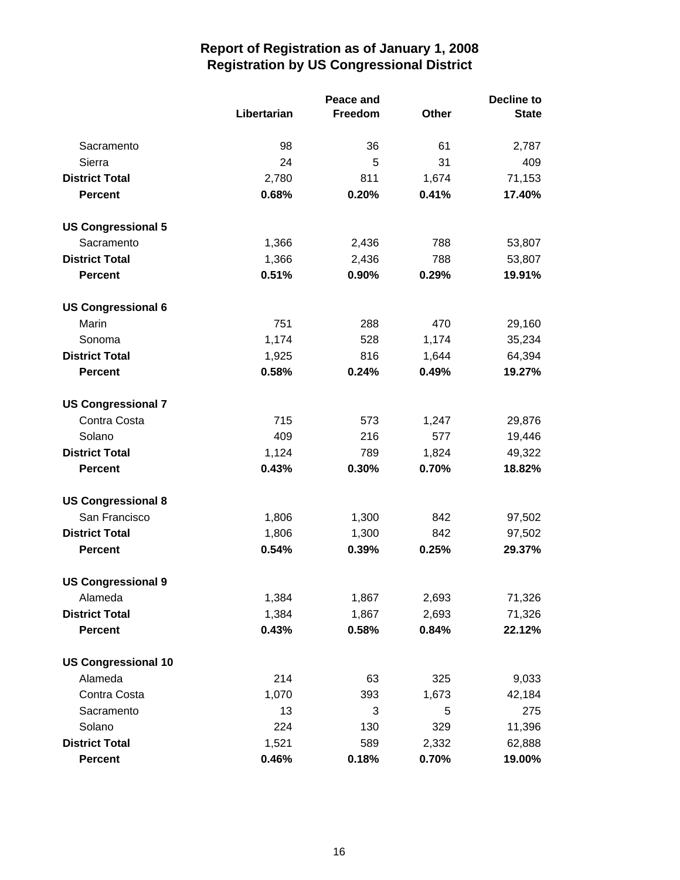# Report of Registration as of January 1, 2008
## Registration by US Congressional District

| | Libertarian | Peace and Freedom | Other | Decline to State |
|---|---|---|---|---|
| Sacramento | 98 | 36 | 61 | 2,787 |
| Sierra | 24 | 5 | 31 | 409 |
| **District Total** | 2,780 | 811 | 1,674 | 71,153 |
| **Percent** | **0.68%** | **0.20%** | **0.41%** | **17.40%** |
| **US Congressional 5** | | | | |
| Sacramento | 1,366 | 2,436 | 788 | 53,807 |
| **District Total** | 1,366 | 2,436 | 788 | 53,807 |
| **Percent** | **0.51%** | **0.90%** | **0.29%** | **19.91%** |
| **US Congressional 6** | | | | |
| Marin | 751 | 288 | 470 | 29,160 |
| Sonoma | 1,174 | 528 | 1,174 | 35,234 |
| **District Total** | 1,925 | 816 | 1,644 | 64,394 |
| **Percent** | **0.58%** | **0.24%** | **0.49%** | **19.27%** |
| **US Congressional 7** | | | | |
| Contra Costa | 715 | 573 | 1,247 | 29,876 |
| Solano | 409 | 216 | 577 | 19,446 |
| **District Total** | 1,124 | 789 | 1,824 | 49,322 |
| **Percent** | **0.43%** | **0.30%** | **0.70%** | **18.82%** |
| **US Congressional 8** | | | | |
| San Francisco | 1,806 | 1,300 | 842 | 97,502 |
| **District Total** | 1,806 | 1,300 | 842 | 97,502 |
| **Percent** | **0.54%** | **0.39%** | **0.25%** | **29.37%** |
| **US Congressional 9** | | | | |
| Alameda | 1,384 | 1,867 | 2,693 | 71,326 |
| **District Total** | 1,384 | 1,867 | 2,693 | 71,326 |
| **Percent** | **0.43%** | **0.58%** | **0.84%** | **22.12%** |
| **US Congressional 10** | | | | |
| Alameda | 214 | 63 | 325 | 9,033 |
| Contra Costa | 1,070 | 393 | 1,673 | 42,184 |
| Sacramento | 13 | 3 | 5 | 275 |
| Solano | 224 | 130 | 329 | 11,396 |
| **District Total** | 1,521 | 589 | 2,332 | 62,888 |
| **Percent** | **0.46%** | **0.18%** | **0.70%** | **19.00%** |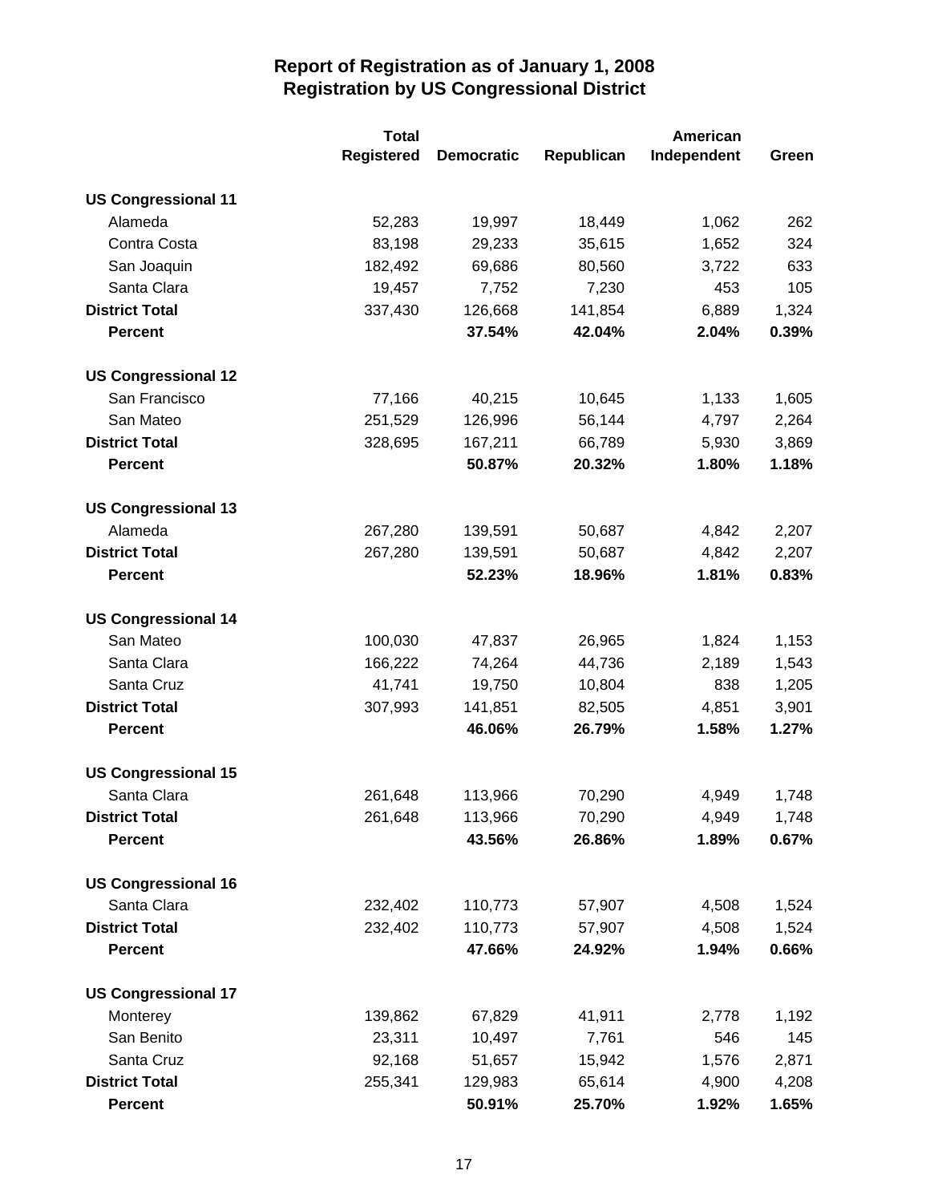# Report of Registration as of January 1, 2008
## Registration by US Congressional District

| | Total Registered | Democratic | Republican | American Independent | Green |
|---|---|---|---|---|---|
| **US Congressional 11** | | | | | |
| Alameda | 52,283 | 19,997 | 18,449 | 1,062 | 262 |
| Contra Costa | 83,198 | 29,233 | 35,615 | 1,652 | 324 |
| San Joaquin | 182,492 | 69,686 | 80,560 | 3,722 | 633 |
| Santa Clara | 19,457 | 7,752 | 7,230 | 453 | 105 |
| **District Total** | 337,430 | 126,668 | 141,854 | 6,889 | 1,324 |
| **Percent** | | **37.54%** | **42.04%** | **2.04%** | **0.39%** |
| **US Congressional 12** | | | | | |
| San Francisco | 77,166 | 40,215 | 10,645 | 1,133 | 1,605 |
| San Mateo | 251,529 | 126,996 | 56,144 | 4,797 | 2,264 |
| **District Total** | 328,695 | 167,211 | 66,789 | 5,930 | 3,869 |
| **Percent** | | **50.87%** | **20.32%** | **1.80%** | **1.18%** |
| **US Congressional 13** | | | | | |
| Alameda | 267,280 | 139,591 | 50,687 | 4,842 | 2,207 |
| **District Total** | 267,280 | 139,591 | 50,687 | 4,842 | 2,207 |
| **Percent** | | **52.23%** | **18.96%** | **1.81%** | **0.83%** |
| **US Congressional 14** | | | | | |
| San Mateo | 100,030 | 47,837 | 26,965 | 1,824 | 1,153 |
| Santa Clara | 166,222 | 74,264 | 44,736 | 2,189 | 1,543 |
| Santa Cruz | 41,741 | 19,750 | 10,804 | 838 | 1,205 |
| **District Total** | 307,993 | 141,851 | 82,505 | 4,851 | 3,901 |
| **Percent** | | **46.06%** | **26.79%** | **1.58%** | **1.27%** |
| **US Congressional 15** | | | | | |
| Santa Clara | 261,648 | 113,966 | 70,290 | 4,949 | 1,748 |
| **District Total** | 261,648 | 113,966 | 70,290 | 4,949 | 1,748 |
| **Percent** | | **43.56%** | **26.86%** | **1.89%** | **0.67%** |
| **US Congressional 16** | | | | | |
| Santa Clara | 232,402 | 110,773 | 57,907 | 4,508 | 1,524 |
| **District Total** | 232,402 | 110,773 | 57,907 | 4,508 | 1,524 |
| **Percent** | | **47.66%** | **24.92%** | **1.94%** | **0.66%** |
| **US Congressional 17** | | | | | |
| Monterey | 139,862 | 67,829 | 41,911 | 2,778 | 1,192 |
| San Benito | 23,311 | 10,497 | 7,761 | 546 | 145 |
| Santa Cruz | 92,168 | 51,657 | 15,942 | 1,576 | 2,871 |
| **District Total** | 255,341 | 129,983 | 65,614 | 4,900 | 4,208 |
| **Percent** | | **50.91%** | **25.70%** | **1.92%** | **1.65%** |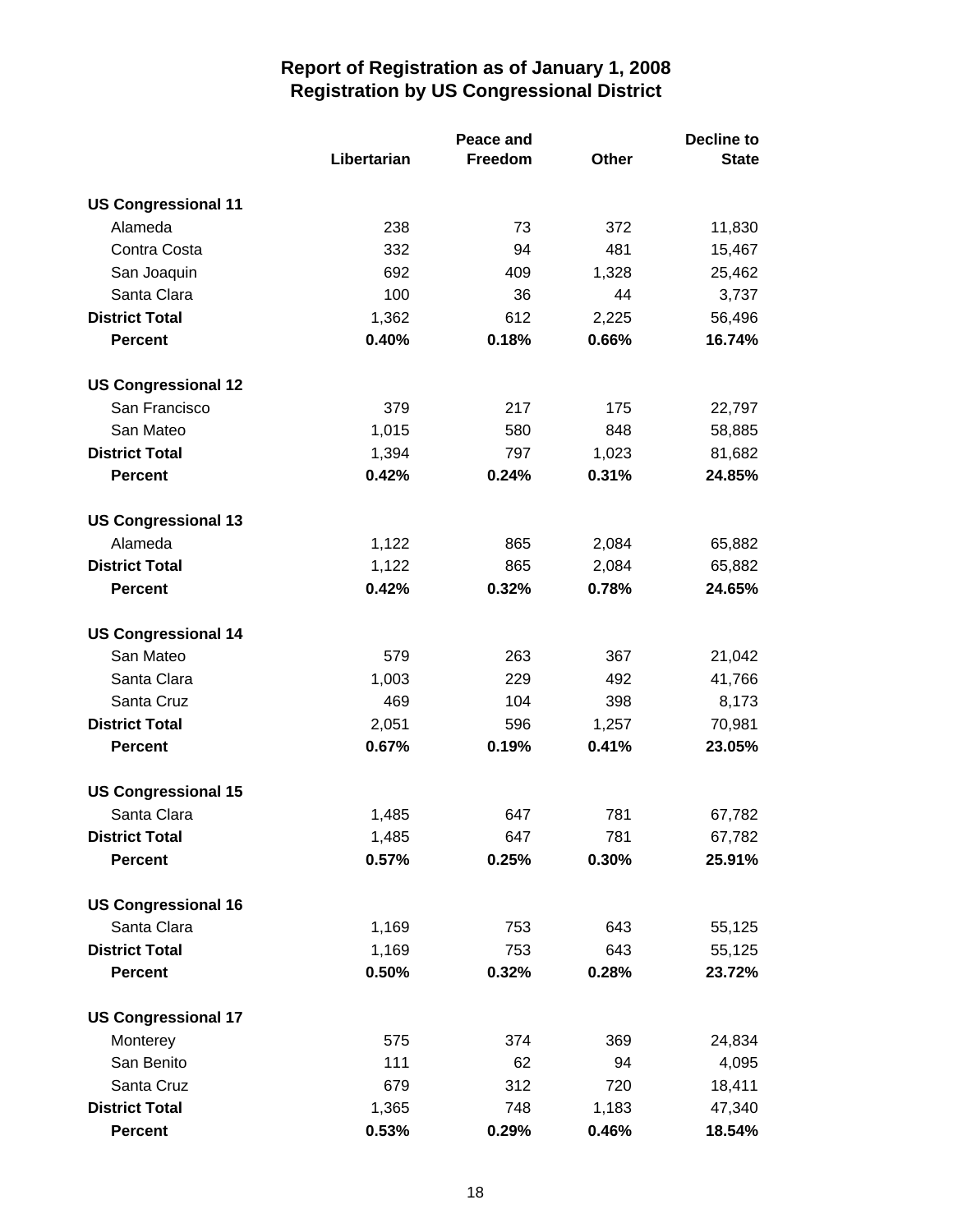# Report of Registration as of January 1, 2008
## Registration by US Congressional District

| | Libertarian | Peace and Freedom | Other | Decline to State |
|---|---|---|---|---|
| **US Congressional 11** | | | | |
| Alameda | 238 | 73 | 372 | 11,830 |
| Contra Costa | 332 | 94 | 481 | 15,467 |
| San Joaquin | 692 | 409 | 1,328 | 25,462 |
| Santa Clara | 100 | 36 | 44 | 3,737 |
| **District Total** | 1,362 | 612 | 2,225 | 56,496 |
| **Percent** | **0.40%** | **0.18%** | **0.66%** | **16.74%** |
| **US Congressional 12** | | | | |
| San Francisco | 379 | 217 | 175 | 22,797 |
| San Mateo | 1,015 | 580 | 848 | 58,885 |
| **District Total** | 1,394 | 797 | 1,023 | 81,682 |
| **Percent** | **0.42%** | **0.24%** | **0.31%** | **24.85%** |
| **US Congressional 13** | | | | |
| Alameda | 1,122 | 865 | 2,084 | 65,882 |
| **District Total** | 1,122 | 865 | 2,084 | 65,882 |
| **Percent** | **0.42%** | **0.32%** | **0.78%** | **24.65%** |
| **US Congressional 14** | | | | |
| San Mateo | 579 | 263 | 367 | 21,042 |
| Santa Clara | 1,003 | 229 | 492 | 41,766 |
| Santa Cruz | 469 | 104 | 398 | 8,173 |
| **District Total** | 2,051 | 596 | 1,257 | 70,981 |
| **Percent** | **0.67%** | **0.19%** | **0.41%** | **23.05%** |
| **US Congressional 15** | | | | |
| Santa Clara | 1,485 | 647 | 781 | 67,782 |
| **District Total** | 1,485 | 647 | 781 | 67,782 |
| **Percent** | **0.57%** | **0.25%** | **0.30%** | **25.91%** |
| **US Congressional 16** | | | | |
| Santa Clara | 1,169 | 753 | 643 | 55,125 |
| **District Total** | 1,169 | 753 | 643 | 55,125 |
| **Percent** | **0.50%** | **0.32%** | **0.28%** | **23.72%** |
| **US Congressional 17** | | | | |
| Monterey | 575 | 374 | 369 | 24,834 |
| San Benito | 111 | 62 | 94 | 4,095 |
| Santa Cruz | 679 | 312 | 720 | 18,411 |
| **District Total** | 1,365 | 748 | 1,183 | 47,340 |
| **Percent** | **0.53%** | **0.29%** | **0.46%** | **18.54%** |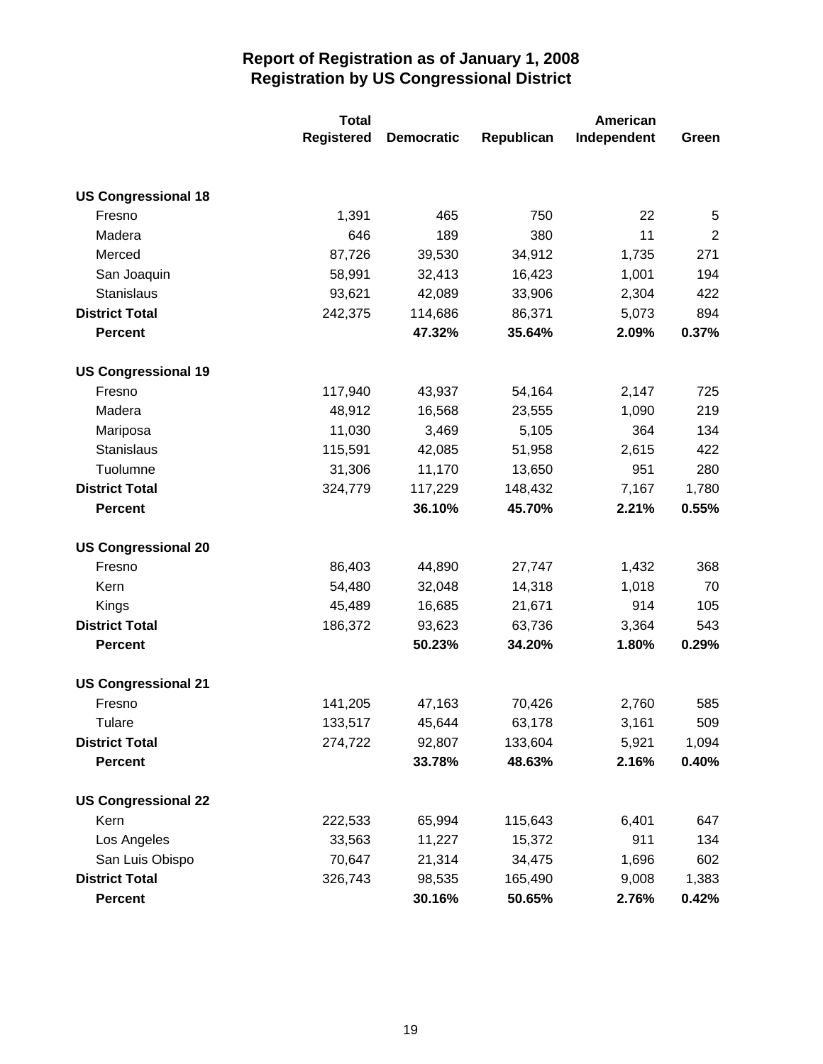# Report of Registration as of January 1, 2008
## Registration by US Congressional District

| | Total Registered | Democratic | Republican | American Independent | Green |
|---|---|---|---|---|---|
| **US Congressional 18** | | | | | |
| Fresno | 1,391 | 465 | 750 | 22 | 5 |
| Madera | 646 | 189 | 380 | 11 | 2 |
| Merced | 87,726 | 39,530 | 34,912 | 1,735 | 271 |
| San Joaquin | 58,991 | 32,413 | 16,423 | 1,001 | 194 |
| Stanislaus | 93,621 | 42,089 | 33,906 | 2,304 | 422 |
| **District Total** | 242,375 | 114,686 | 86,371 | 5,073 | 894 |
| **Percent** | | **47.32%** | **35.64%** | **2.09%** | **0.37%** |
| **US Congressional 19** | | | | | |
| Fresno | 117,940 | 43,937 | 54,164 | 2,147 | 725 |
| Madera | 48,912 | 16,568 | 23,555 | 1,090 | 219 |
| Mariposa | 11,030 | 3,469 | 5,105 | 364 | 134 |
| Stanislaus | 115,591 | 42,085 | 51,958 | 2,615 | 422 |
| Tuolumne | 31,306 | 11,170 | 13,650 | 951 | 280 |
| **District Total** | 324,779 | 117,229 | 148,432 | 7,167 | 1,780 |
| **Percent** | | **36.10%** | **45.70%** | **2.21%** | **0.55%** |
| **US Congressional 20** | | | | | |
| Fresno | 86,403 | 44,890 | 27,747 | 1,432 | 368 |
| Kern | 54,480 | 32,048 | 14,318 | 1,018 | 70 |
| Kings | 45,489 | 16,685 | 21,671 | 914 | 105 |
| **District Total** | 186,372 | 93,623 | 63,736 | 3,364 | 543 |
| **Percent** | | **50.23%** | **34.20%** | **1.80%** | **0.29%** |
| **US Congressional 21** | | | | | |
| Fresno | 141,205 | 47,163 | 70,426 | 2,760 | 585 |
| Tulare | 133,517 | 45,644 | 63,178 | 3,161 | 509 |
| **District Total** | 274,722 | 92,807 | 133,604 | 5,921 | 1,094 |
| **Percent** | | **33.78%** | **48.63%** | **2.16%** | **0.40%** |
| **US Congressional 22** | | | | | |
| Kern | 222,533 | 65,994 | 115,643 | 6,401 | 647 |
| Los Angeles | 33,563 | 11,227 | 15,372 | 911 | 134 |
| San Luis Obispo | 70,647 | 21,314 | 34,475 | 1,696 | 602 |
| **District Total** | 326,743 | 98,535 | 165,490 | 9,008 | 1,383 |
| **Percent** | | **30.16%** | **50.65%** | **2.76%** | **0.42%** |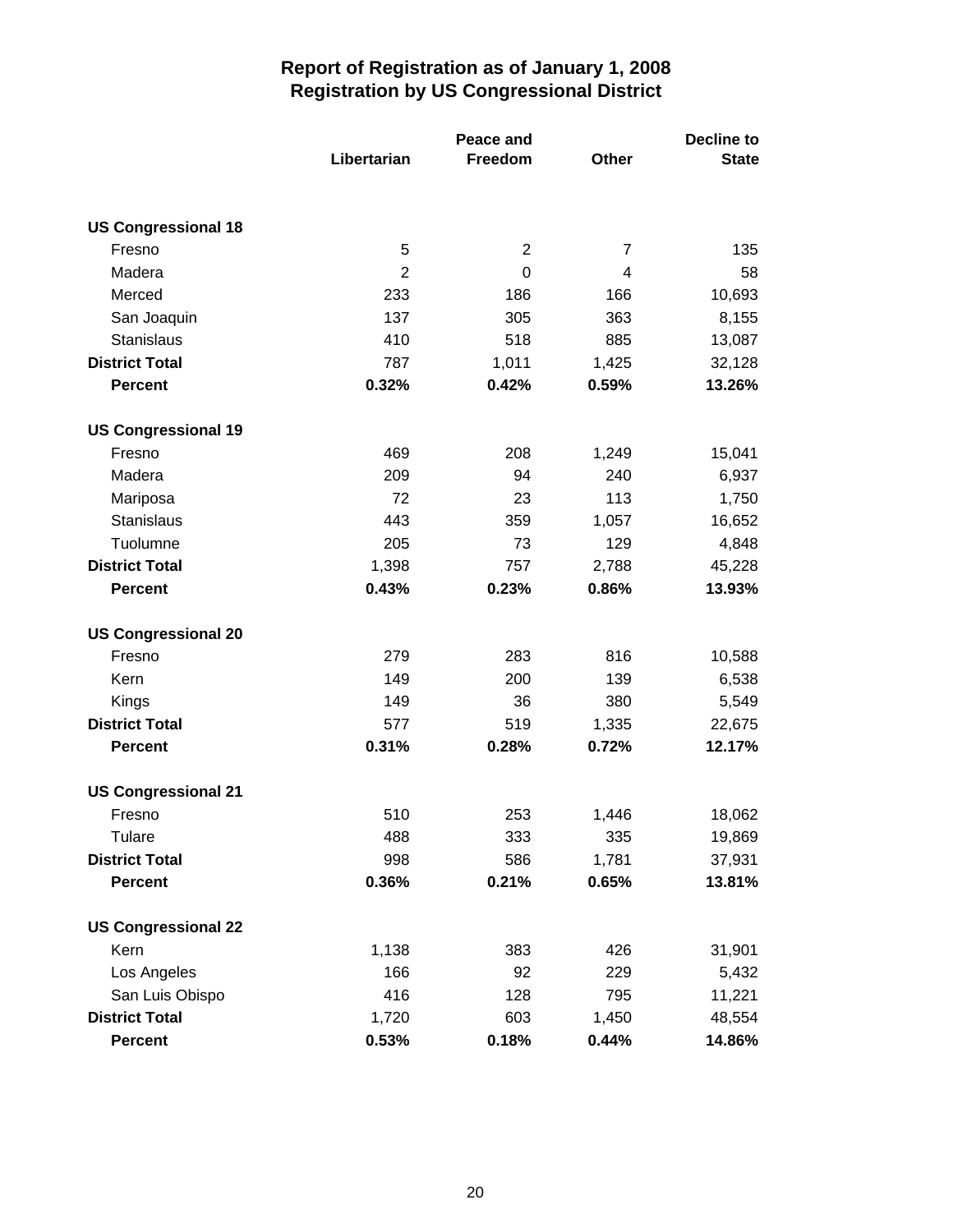# Report of Registration as of January 1, 2008
## Registration by US Congressional District

| | Libertarian | Peace and Freedom | Other | Decline to State |
|---|---|---|---|---|
| **US Congressional 18** | | | | |
| Fresno | 5 | 2 | 7 | 135 |
| Madera | 2 | 0 | 4 | 58 |
| Merced | 233 | 186 | 166 | 10,693 |
| San Joaquin | 137 | 305 | 363 | 8,155 |
| Stanislaus | 410 | 518 | 885 | 13,087 |
| **District Total** | 787 | 1,011 | 1,425 | 32,128 |
| **Percent** | **0.32%** | **0.42%** | **0.59%** | **13.26%** |
| **US Congressional 19** | | | | |
| Fresno | 469 | 208 | 1,249 | 15,041 |
| Madera | 209 | 94 | 240 | 6,937 |
| Mariposa | 72 | 23 | 113 | 1,750 |
| Stanislaus | 443 | 359 | 1,057 | 16,652 |
| Tuolumne | 205 | 73 | 129 | 4,848 |
| **District Total** | 1,398 | 757 | 2,788 | 45,228 |
| **Percent** | **0.43%** | **0.23%** | **0.86%** | **13.93%** |
| **US Congressional 20** | | | | |
| Fresno | 279 | 283 | 816 | 10,588 |
| Kern | 149 | 200 | 139 | 6,538 |
| Kings | 149 | 36 | 380 | 5,549 |
| **District Total** | 577 | 519 | 1,335 | 22,675 |
| **Percent** | **0.31%** | **0.28%** | **0.72%** | **12.17%** |
| **US Congressional 21** | | | | |
| Fresno | 510 | 253 | 1,446 | 18,062 |
| Tulare | 488 | 333 | 335 | 19,869 |
| **District Total** | 998 | 586 | 1,781 | 37,931 |
| **Percent** | **0.36%** | **0.21%** | **0.65%** | **13.81%** |
| **US Congressional 22** | | | | |
| Kern | 1,138 | 383 | 426 | 31,901 |
| Los Angeles | 166 | 92 | 229 | 5,432 |
| San Luis Obispo | 416 | 128 | 795 | 11,221 |
| **District Total** | 1,720 | 603 | 1,450 | 48,554 |
| **Percent** | **0.53%** | **0.18%** | **0.44%** | **14.86%** |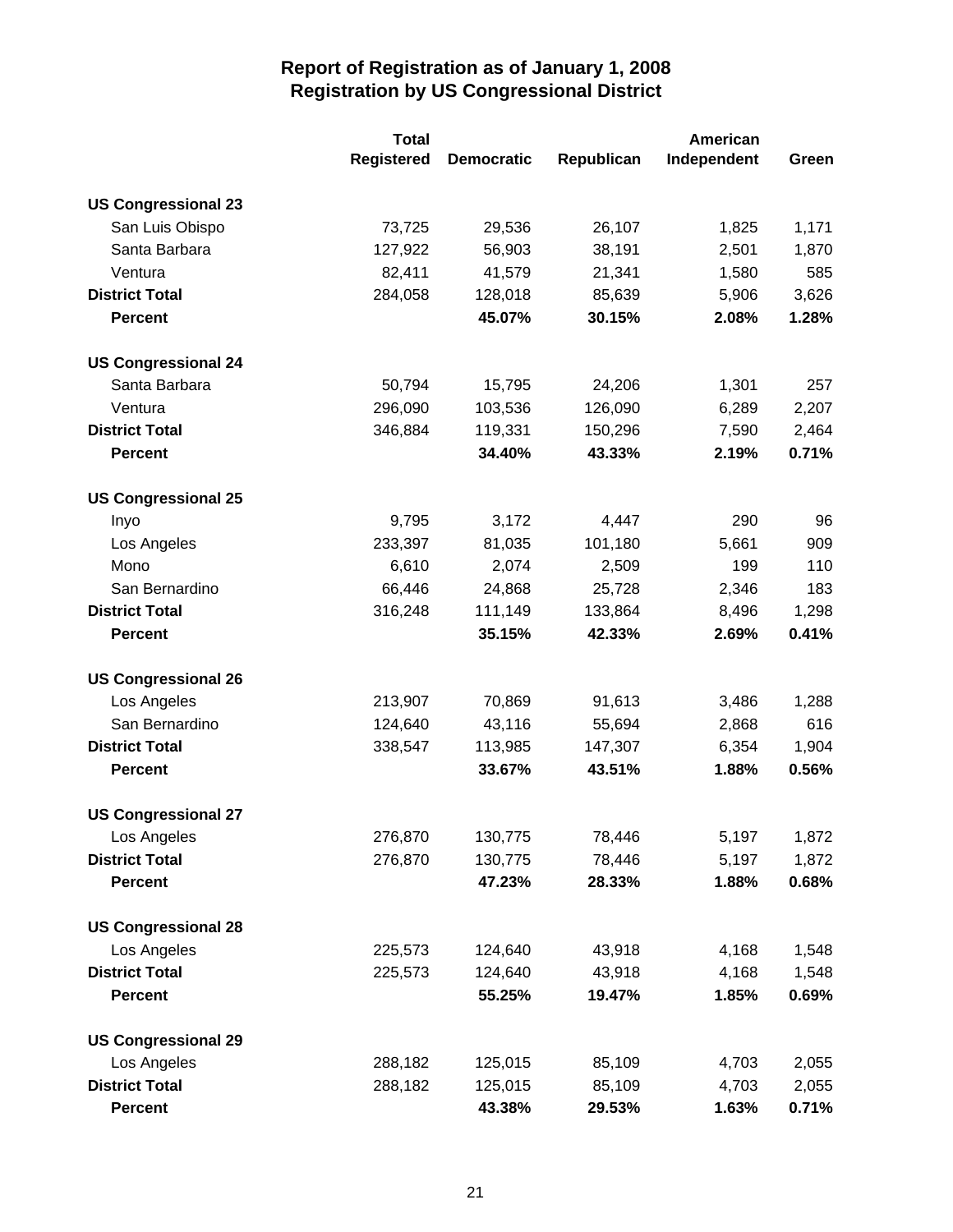# Report of Registration as of January 1, 2008
## Registration by US Congressional District

| | Total Registered | Democratic | Republican | American Independent | Green |
|---|---|---|---|---|---|
| **US Congressional 23** | | | | | |
| San Luis Obispo | 73,725 | 29,536 | 26,107 | 1,825 | 1,171 |
| Santa Barbara | 127,922 | 56,903 | 38,191 | 2,501 | 1,870 |
| Ventura | 82,411 | 41,579 | 21,341 | 1,580 | 585 |
| **District Total** | 284,058 | 128,018 | 85,639 | 5,906 | 3,626 |
| **Percent** | | **45.07%** | **30.15%** | **2.08%** | **1.28%** |
| **US Congressional 24** | | | | | |
| Santa Barbara | 50,794 | 15,795 | 24,206 | 1,301 | 257 |
| Ventura | 296,090 | 103,536 | 126,090 | 6,289 | 2,207 |
| **District Total** | 346,884 | 119,331 | 150,296 | 7,590 | 2,464 |
| **Percent** | | **34.40%** | **43.33%** | **2.19%** | **0.71%** |
| **US Congressional 25** | | | | | |
| Inyo | 9,795 | 3,172 | 4,447 | 290 | 96 |
| Los Angeles | 233,397 | 81,035 | 101,180 | 5,661 | 909 |
| Mono | 6,610 | 2,074 | 2,509 | 199 | 110 |
| San Bernardino | 66,446 | 24,868 | 25,728 | 2,346 | 183 |
| **District Total** | 316,248 | 111,149 | 133,864 | 8,496 | 1,298 |
| **Percent** | | **35.15%** | **42.33%** | **2.69%** | **0.41%** |
| **US Congressional 26** | | | | | |
| Los Angeles | 213,907 | 70,869 | 91,613 | 3,486 | 1,288 |
| San Bernardino | 124,640 | 43,116 | 55,694 | 2,868 | 616 |
| **District Total** | 338,547 | 113,985 | 147,307 | 6,354 | 1,904 |
| **Percent** | | **33.67%** | **43.51%** | **1.88%** | **0.56%** |
| **US Congressional 27** | | | | | |
| Los Angeles | 276,870 | 130,775 | 78,446 | 5,197 | 1,872 |
| **District Total** | 276,870 | 130,775 | 78,446 | 5,197 | 1,872 |
| **Percent** | | **47.23%** | **28.33%** | **1.88%** | **0.68%** |
| **US Congressional 28** | | | | | |
| Los Angeles | 225,573 | 124,640 | 43,918 | 4,168 | 1,548 |
| **District Total** | 225,573 | 124,640 | 43,918 | 4,168 | 1,548 |
| **Percent** | | **55.25%** | **19.47%** | **1.85%** | **0.69%** |
| **US Congressional 29** | | | | | |
| Los Angeles | 288,182 | 125,015 | 85,109 | 4,703 | 2,055 |
| **District Total** | 288,182 | 125,015 | 85,109 | 4,703 | 2,055 |
| **Percent** | | **43.38%** | **29.53%** | **1.63%** | **0.71%** |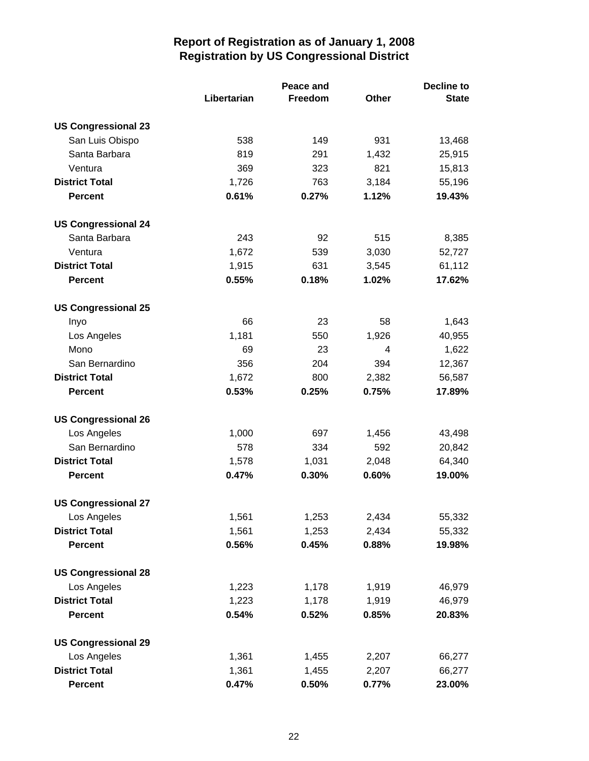# Report of Registration as of January 1, 2008
## Registration by US Congressional District

| | Libertarian | Peace and Freedom | Other | Decline to State |
|---|---|---|---|---|
| **US Congressional 23** | | | | |
| San Luis Obispo | 538 | 149 | 931 | 13,468 |
| Santa Barbara | 819 | 291 | 1,432 | 25,915 |
| Ventura | 369 | 323 | 821 | 15,813 |
| **District Total** | 1,726 | 763 | 3,184 | 55,196 |
| **Percent** | **0.61%** | **0.27%** | **1.12%** | **19.43%** |
| **US Congressional 24** | | | | |
| Santa Barbara | 243 | 92 | 515 | 8,385 |
| Ventura | 1,672 | 539 | 3,030 | 52,727 |
| **District Total** | 1,915 | 631 | 3,545 | 61,112 |
| **Percent** | **0.55%** | **0.18%** | **1.02%** | **17.62%** |
| **US Congressional 25** | | | | |
| Inyo | 66 | 23 | 58 | 1,643 |
| Los Angeles | 1,181 | 550 | 1,926 | 40,955 |
| Mono | 69 | 23 | 4 | 1,622 |
| San Bernardino | 356 | 204 | 394 | 12,367 |
| **District Total** | 1,672 | 800 | 2,382 | 56,587 |
| **Percent** | **0.53%** | **0.25%** | **0.75%** | **17.89%** |
| **US Congressional 26** | | | | |
| Los Angeles | 1,000 | 697 | 1,456 | 43,498 |
| San Bernardino | 578 | 334 | 592 | 20,842 |
| **District Total** | 1,578 | 1,031 | 2,048 | 64,340 |
| **Percent** | **0.47%** | **0.30%** | **0.60%** | **19.00%** |
| **US Congressional 27** | | | | |
| Los Angeles | 1,561 | 1,253 | 2,434 | 55,332 |
| **District Total** | 1,561 | 1,253 | 2,434 | 55,332 |
| **Percent** | **0.56%** | **0.45%** | **0.88%** | **19.98%** |
| **US Congressional 28** | | | | |
| Los Angeles | 1,223 | 1,178 | 1,919 | 46,979 |
| **District Total** | 1,223 | 1,178 | 1,919 | 46,979 |
| **Percent** | **0.54%** | **0.52%** | **0.85%** | **20.83%** |
| **US Congressional 29** | | | | |
| Los Angeles | 1,361 | 1,455 | 2,207 | 66,277 |
| **District Total** | 1,361 | 1,455 | 2,207 | 66,277 |
| **Percent** | **0.47%** | **0.50%** | **0.77%** | **23.00%** |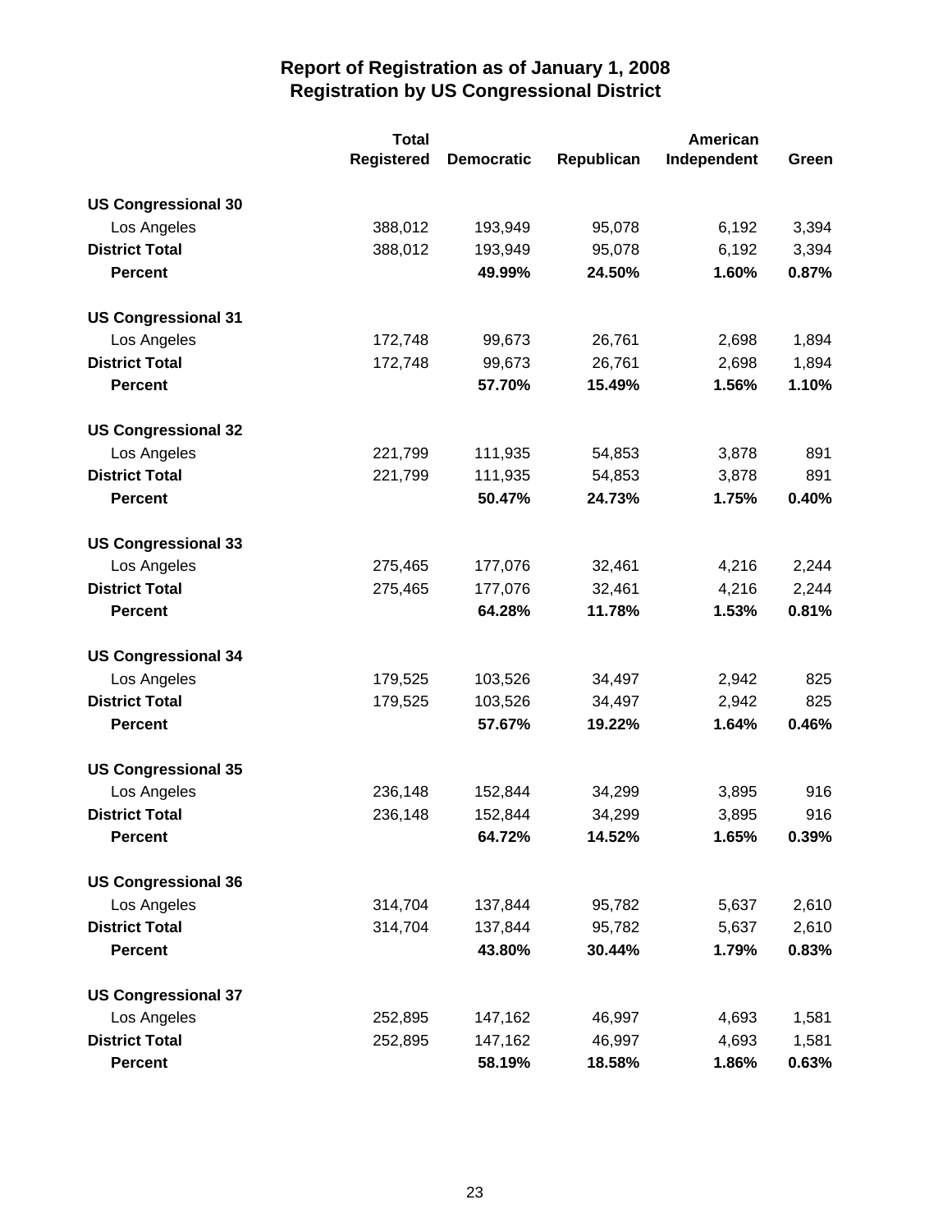# Report of Registration as of January 1, 2008
## Registration by US Congressional District

| | Total Registered | Democratic | Republican | American Independent | Green |
|---|---|---|---|---|---|
| **US Congressional 30** | | | | | |
| Los Angeles | 388,012 | 193,949 | 95,078 | 6,192 | 3,394 |
| **District Total** | 388,012 | 193,949 | 95,078 | 6,192 | 3,394 |
| **Percent** | | **49.99%** | **24.50%** | **1.60%** | **0.87%** |
| **US Congressional 31** | | | | | |
| Los Angeles | 172,748 | 99,673 | 26,761 | 2,698 | 1,894 |
| **District Total** | 172,748 | 99,673 | 26,761 | 2,698 | 1,894 |
| **Percent** | | **57.70%** | **15.49%** | **1.56%** | **1.10%** |
| **US Congressional 32** | | | | | |
| Los Angeles | 221,799 | 111,935 | 54,853 | 3,878 | 891 |
| **District Total** | 221,799 | 111,935 | 54,853 | 3,878 | 891 |
| **Percent** | | **50.47%** | **24.73%** | **1.75%** | **0.40%** |
| **US Congressional 33** | | | | | |
| Los Angeles | 275,465 | 177,076 | 32,461 | 4,216 | 2,244 |
| **District Total** | 275,465 | 177,076 | 32,461 | 4,216 | 2,244 |
| **Percent** | | **64.28%** | **11.78%** | **1.53%** | **0.81%** |
| **US Congressional 34** | | | | | |
| Los Angeles | 179,525 | 103,526 | 34,497 | 2,942 | 825 |
| **District Total** | 179,525 | 103,526 | 34,497 | 2,942 | 825 |
| **Percent** | | **57.67%** | **19.22%** | **1.64%** | **0.46%** |
| **US Congressional 35** | | | | | |
| Los Angeles | 236,148 | 152,844 | 34,299 | 3,895 | 916 |
| **District Total** | 236,148 | 152,844 | 34,299 | 3,895 | 916 |
| **Percent** | | **64.72%** | **14.52%** | **1.65%** | **0.39%** |
| **US Congressional 36** | | | | | |
| Los Angeles | 314,704 | 137,844 | 95,782 | 5,637 | 2,610 |
| **District Total** | 314,704 | 137,844 | 95,782 | 5,637 | 2,610 |
| **Percent** | | **43.80%** | **30.44%** | **1.79%** | **0.83%** |
| **US Congressional 37** | | | | | |
| Los Angeles | 252,895 | 147,162 | 46,997 | 4,693 | 1,581 |
| **District Total** | 252,895 | 147,162 | 46,997 | 4,693 | 1,581 |
| **Percent** | | **58.19%** | **18.58%** | **1.86%** | **0.63%** |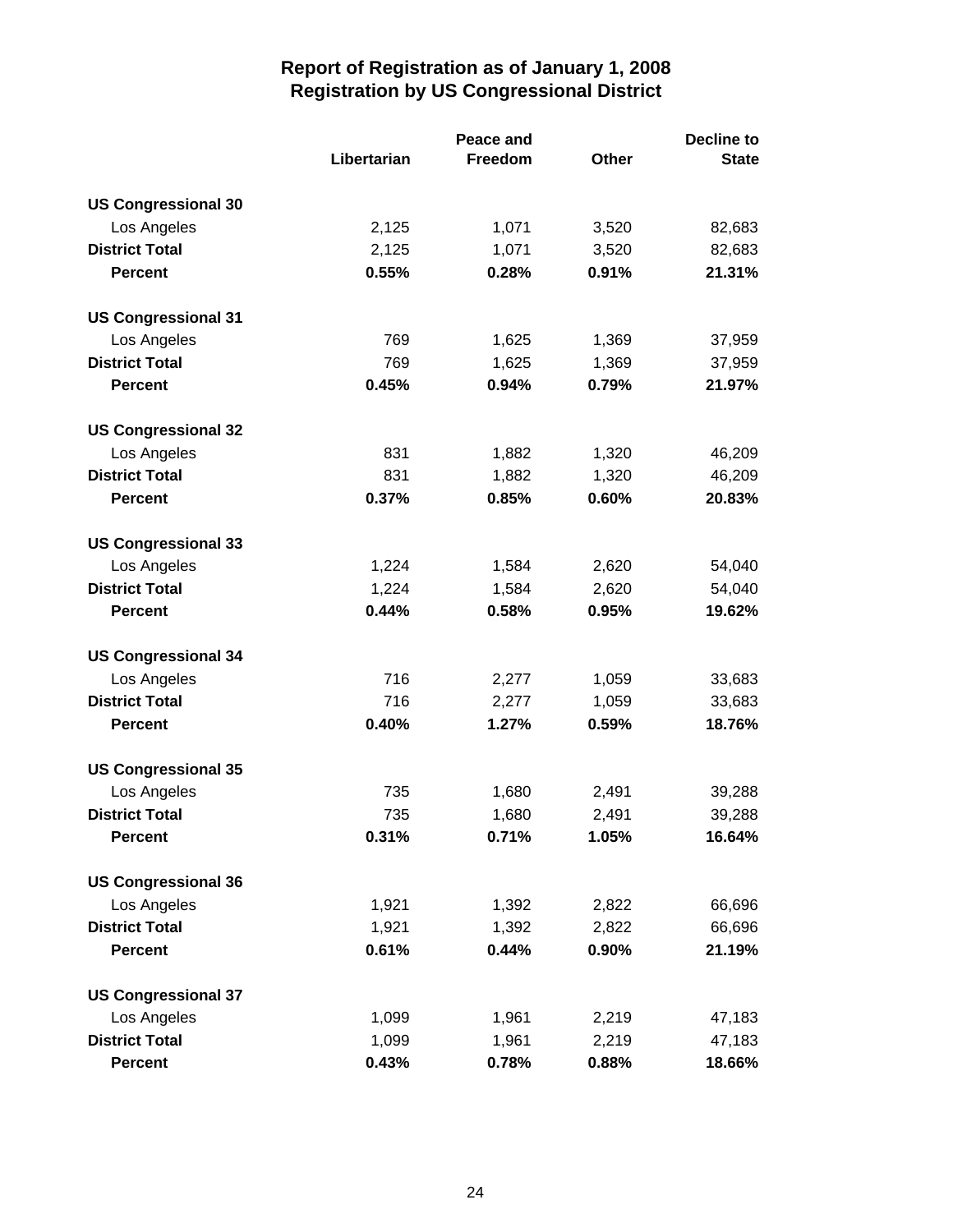# Report of Registration as of January 1, 2008
## Registration by US Congressional District

| | Libertarian | Peace and Freedom | Other | Decline to State |
|---|---|---|---|---|
| **US Congressional 30** | | | | |
| Los Angeles | 2,125 | 1,071 | 3,520 | 82,683 |
| **District Total** | 2,125 | 1,071 | 3,520 | 82,683 |
| **Percent** | **0.55%** | **0.28%** | **0.91%** | **21.31%** |
| **US Congressional 31** | | | | |
| Los Angeles | 769 | 1,625 | 1,369 | 37,959 |
| **District Total** | 769 | 1,625 | 1,369 | 37,959 |
| **Percent** | **0.45%** | **0.94%** | **0.79%** | **21.97%** |
| **US Congressional 32** | | | | |
| Los Angeles | 831 | 1,882 | 1,320 | 46,209 |
| **District Total** | 831 | 1,882 | 1,320 | 46,209 |
| **Percent** | **0.37%** | **0.85%** | **0.60%** | **20.83%** |
| **US Congressional 33** | | | | |
| Los Angeles | 1,224 | 1,584 | 2,620 | 54,040 |
| **District Total** | 1,224 | 1,584 | 2,620 | 54,040 |
| **Percent** | **0.44%** | **0.58%** | **0.95%** | **19.62%** |
| **US Congressional 34** | | | | |
| Los Angeles | 716 | 2,277 | 1,059 | 33,683 |
| **District Total** | 716 | 2,277 | 1,059 | 33,683 |
| **Percent** | **0.40%** | **1.27%** | **0.59%** | **18.76%** |
| **US Congressional 35** | | | | |
| Los Angeles | 735 | 1,680 | 2,491 | 39,288 |
| **District Total** | 735 | 1,680 | 2,491 | 39,288 |
| **Percent** | **0.31%** | **0.71%** | **1.05%** | **16.64%** |
| **US Congressional 36** | | | | |
| Los Angeles | 1,921 | 1,392 | 2,822 | 66,696 |
| **District Total** | 1,921 | 1,392 | 2,822 | 66,696 |
| **Percent** | **0.61%** | **0.44%** | **0.90%** | **21.19%** |
| **US Congressional 37** | | | | |
| Los Angeles | 1,099 | 1,961 | 2,219 | 47,183 |
| **District Total** | 1,099 | 1,961 | 2,219 | 47,183 |
| **Percent** | **0.43%** | **0.78%** | **0.88%** | **18.66%** |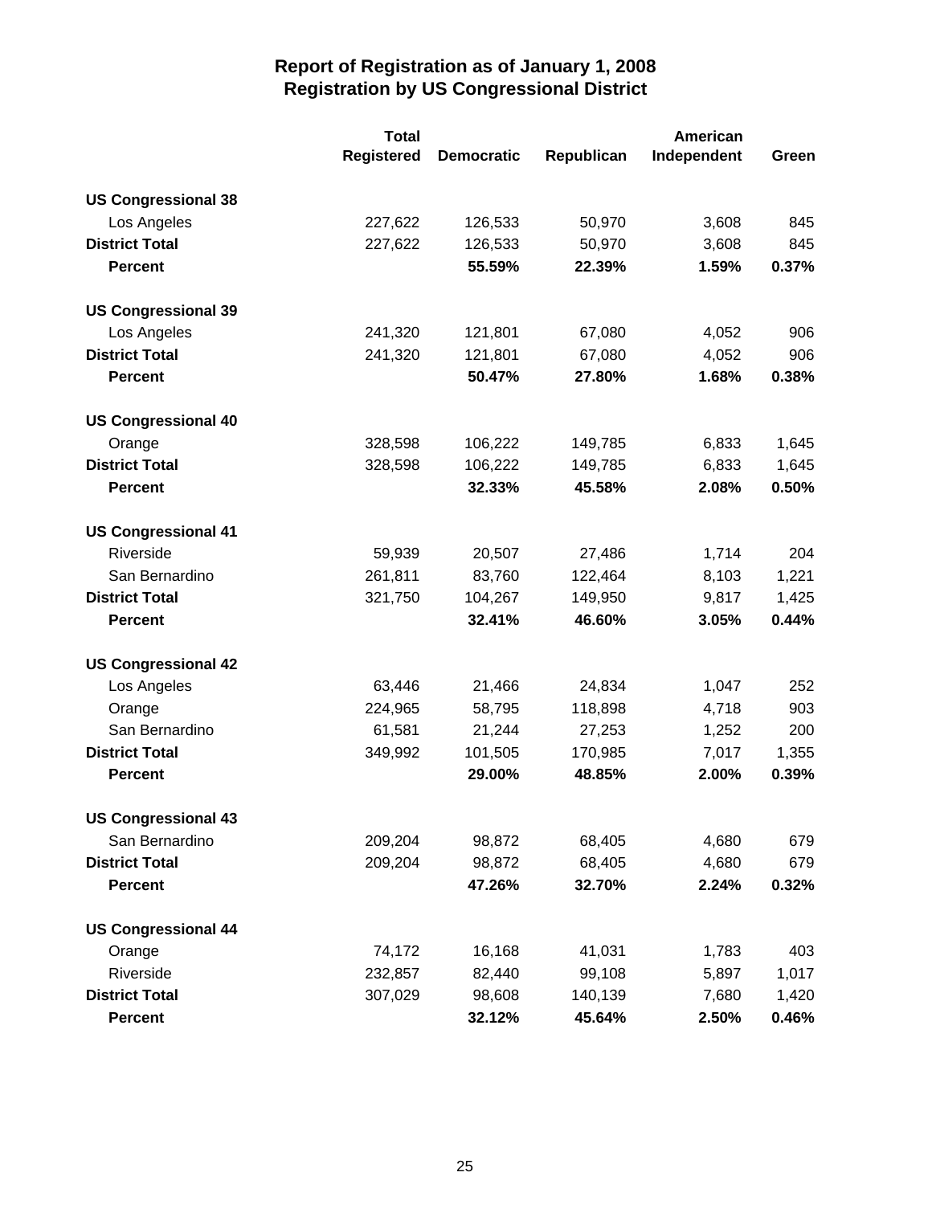# Report of Registration as of January 1, 2008
## Registration by US Congressional District

| | Total Registered | Democratic | Republican | American Independent | Green |
|---|---|---|---|---|---|
| **US Congressional 38** | | | | | |
| Los Angeles | 227,622 | 126,533 | 50,970 | 3,608 | 845 |
| **District Total** | 227,622 | 126,533 | 50,970 | 3,608 | 845 |
| **Percent** | | **55.59%** | **22.39%** | **1.59%** | **0.37%** |
| **US Congressional 39** | | | | | |
| Los Angeles | 241,320 | 121,801 | 67,080 | 4,052 | 906 |
| **District Total** | 241,320 | 121,801 | 67,080 | 4,052 | 906 |
| **Percent** | | **50.47%** | **27.80%** | **1.68%** | **0.38%** |
| **US Congressional 40** | | | | | |
| Orange | 328,598 | 106,222 | 149,785 | 6,833 | 1,645 |
| **District Total** | 328,598 | 106,222 | 149,785 | 6,833 | 1,645 |
| **Percent** | | **32.33%** | **45.58%** | **2.08%** | **0.50%** |
| **US Congressional 41** | | | | | |
| Riverside | 59,939 | 20,507 | 27,486 | 1,714 | 204 |
| San Bernardino | 261,811 | 83,760 | 122,464 | 8,103 | 1,221 |
| **District Total** | 321,750 | 104,267 | 149,950 | 9,817 | 1,425 |
| **Percent** | | **32.41%** | **46.60%** | **3.05%** | **0.44%** |
| **US Congressional 42** | | | | | |
| Los Angeles | 63,446 | 21,466 | 24,834 | 1,047 | 252 |
| Orange | 224,965 | 58,795 | 118,898 | 4,718 | 903 |
| San Bernardino | 61,581 | 21,244 | 27,253 | 1,252 | 200 |
| **District Total** | 349,992 | 101,505 | 170,985 | 7,017 | 1,355 |
| **Percent** | | **29.00%** | **48.85%** | **2.00%** | **0.39%** |
| **US Congressional 43** | | | | | |
| San Bernardino | 209,204 | 98,872 | 68,405 | 4,680 | 679 |
| **District Total** | 209,204 | 98,872 | 68,405 | 4,680 | 679 |
| **Percent** | | **47.26%** | **32.70%** | **2.24%** | **0.32%** |
| **US Congressional 44** | | | | | |
| Orange | 74,172 | 16,168 | 41,031 | 1,783 | 403 |
| Riverside | 232,857 | 82,440 | 99,108 | 5,897 | 1,017 |
| **District Total** | 307,029 | 98,608 | 140,139 | 7,680 | 1,420 |
| **Percent** | | **32.12%** | **45.64%** | **2.50%** | **0.46%** |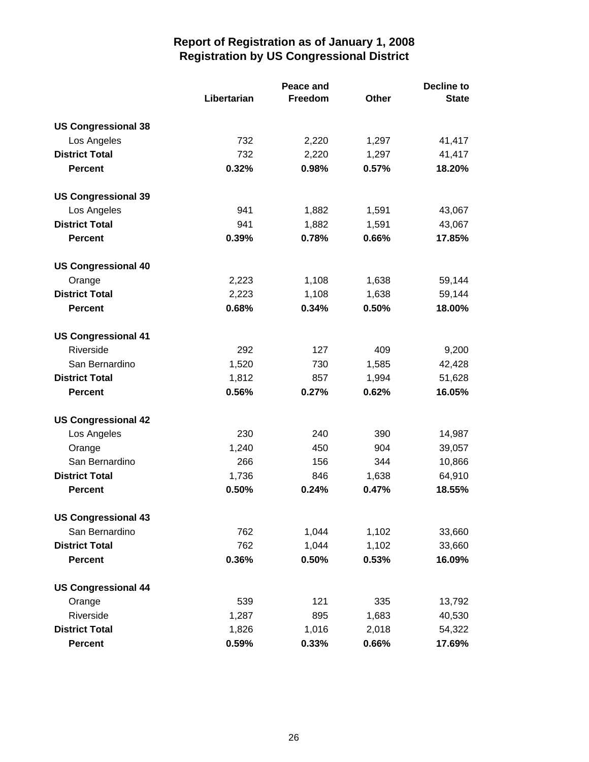# Report of Registration as of January 1, 2008
## Registration by US Congressional District

| | Libertarian | Peace and Freedom | Other | Decline to State |
|---|---|---|---|---|
| **US Congressional 38** | | | | |
| Los Angeles | 732 | 2,220 | 1,297 | 41,417 |
| **District Total** | 732 | 2,220 | 1,297 | 41,417 |
| **Percent** | **0.32%** | **0.98%** | **0.57%** | **18.20%** |
| **US Congressional 39** | | | | |
| Los Angeles | 941 | 1,882 | 1,591 | 43,067 |
| **District Total** | 941 | 1,882 | 1,591 | 43,067 |
| **Percent** | **0.39%** | **0.78%** | **0.66%** | **17.85%** |
| **US Congressional 40** | | | | |
| Orange | 2,223 | 1,108 | 1,638 | 59,144 |
| **District Total** | 2,223 | 1,108 | 1,638 | 59,144 |
| **Percent** | **0.68%** | **0.34%** | **0.50%** | **18.00%** |
| **US Congressional 41** | | | | |
| Riverside | 292 | 127 | 409 | 9,200 |
| San Bernardino | 1,520 | 730 | 1,585 | 42,428 |
| **District Total** | 1,812 | 857 | 1,994 | 51,628 |
| **Percent** | **0.56%** | **0.27%** | **0.62%** | **16.05%** |
| **US Congressional 42** | | | | |
| Los Angeles | 230 | 240 | 390 | 14,987 |
| Orange | 1,240 | 450 | 904 | 39,057 |
| San Bernardino | 266 | 156 | 344 | 10,866 |
| **District Total** | 1,736 | 846 | 1,638 | 64,910 |
| **Percent** | **0.50%** | **0.24%** | **0.47%** | **18.55%** |
| **US Congressional 43** | | | | |
| San Bernardino | 762 | 1,044 | 1,102 | 33,660 |
| **District Total** | 762 | 1,044 | 1,102 | 33,660 |
| **Percent** | **0.36%** | **0.50%** | **0.53%** | **16.09%** |
| **US Congressional 44** | | | | |
| Orange | 539 | 121 | 335 | 13,792 |
| Riverside | 1,287 | 895 | 1,683 | 40,530 |
| **District Total** | 1,826 | 1,016 | 2,018 | 54,322 |
| **Percent** | **0.59%** | **0.33%** | **0.66%** | **17.69%** |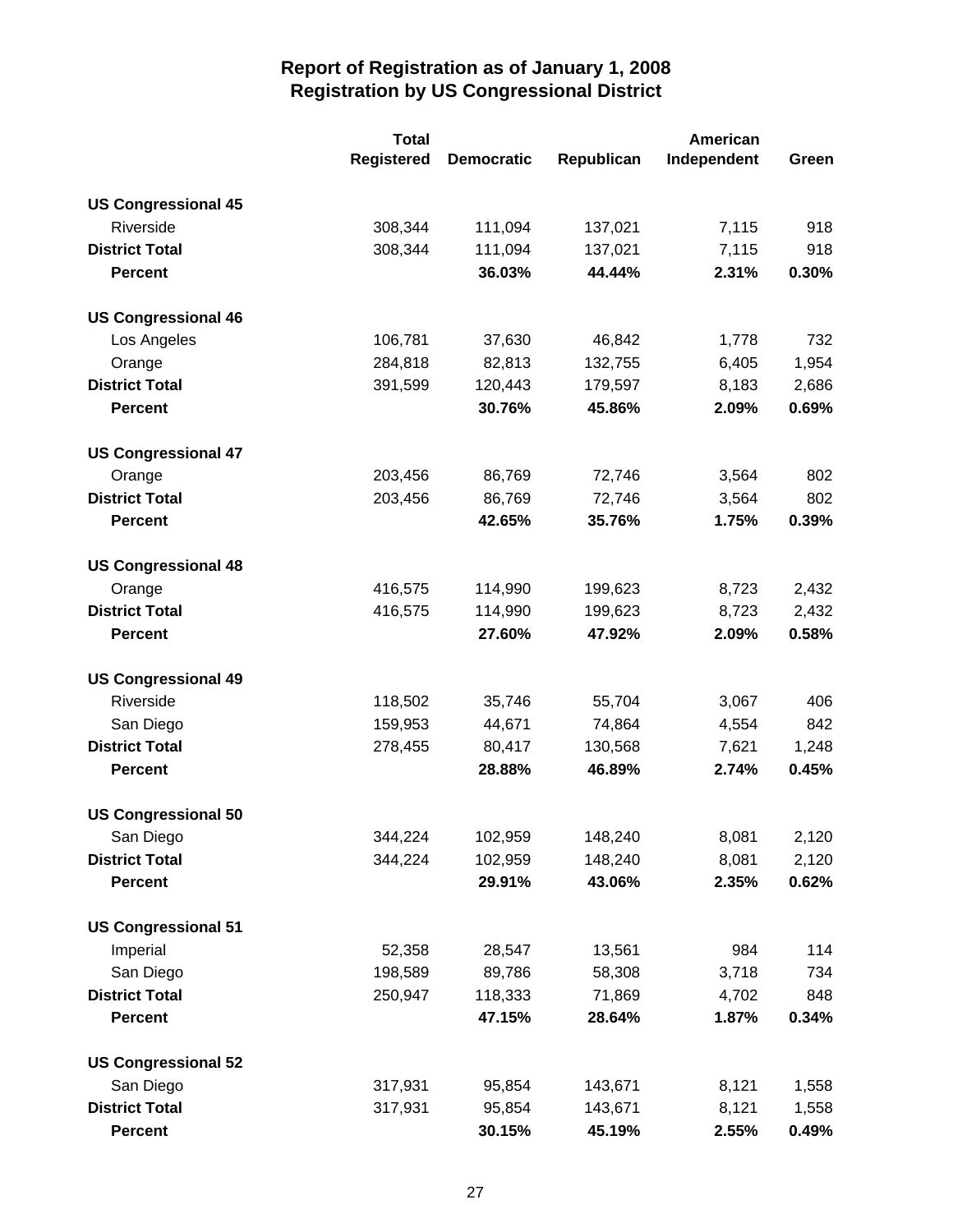# Report of Registration as of January 1, 2008
## Registration by US Congressional District

| | Total Registered | Democratic | Republican | American Independent | Green |
|---|---|---|---|---|---|
| **US Congressional 45** | | | | | |
| Riverside | 308,344 | 111,094 | 137,021 | 7,115 | 918 |
| **District Total** | 308,344 | 111,094 | 137,021 | 7,115 | 918 |
| **Percent** | | **36.03%** | **44.44%** | **2.31%** | **0.30%** |
| **US Congressional 46** | | | | | |
| Los Angeles | 106,781 | 37,630 | 46,842 | 1,778 | 732 |
| Orange | 284,818 | 82,813 | 132,755 | 6,405 | 1,954 |
| **District Total** | 391,599 | 120,443 | 179,597 | 8,183 | 2,686 |
| **Percent** | | **30.76%** | **45.86%** | **2.09%** | **0.69%** |
| **US Congressional 47** | | | | | |
| Orange | 203,456 | 86,769 | 72,746 | 3,564 | 802 |
| **District Total** | 203,456 | 86,769 | 72,746 | 3,564 | 802 |
| **Percent** | | **42.65%** | **35.76%** | **1.75%** | **0.39%** |
| **US Congressional 48** | | | | | |
| Orange | 416,575 | 114,990 | 199,623 | 8,723 | 2,432 |
| **District Total** | 416,575 | 114,990 | 199,623 | 8,723 | 2,432 |
| **Percent** | | **27.60%** | **47.92%** | **2.09%** | **0.58%** |
| **US Congressional 49** | | | | | |
| Riverside | 118,502 | 35,746 | 55,704 | 3,067 | 406 |
| San Diego | 159,953 | 44,671 | 74,864 | 4,554 | 842 |
| **District Total** | 278,455 | 80,417 | 130,568 | 7,621 | 1,248 |
| **Percent** | | **28.88%** | **46.89%** | **2.74%** | **0.45%** |
| **US Congressional 50** | | | | | |
| San Diego | 344,224 | 102,959 | 148,240 | 8,081 | 2,120 |
| **District Total** | 344,224 | 102,959 | 148,240 | 8,081 | 2,120 |
| **Percent** | | **29.91%** | **43.06%** | **2.35%** | **0.62%** |
| **US Congressional 51** | | | | | |
| Imperial | 52,358 | 28,547 | 13,561 | 984 | 114 |
| San Diego | 198,589 | 89,786 | 58,308 | 3,718 | 734 |
| **District Total** | 250,947 | 118,333 | 71,869 | 4,702 | 848 |
| **Percent** | | **47.15%** | **28.64%** | **1.87%** | **0.34%** |
| **US Congressional 52** | | | | | |
| San Diego | 317,931 | 95,854 | 143,671 | 8,121 | 1,558 |
| **District Total** | 317,931 | 95,854 | 143,671 | 8,121 | 1,558 |
| **Percent** | | **30.15%** | **45.19%** | **2.55%** | **0.49%** |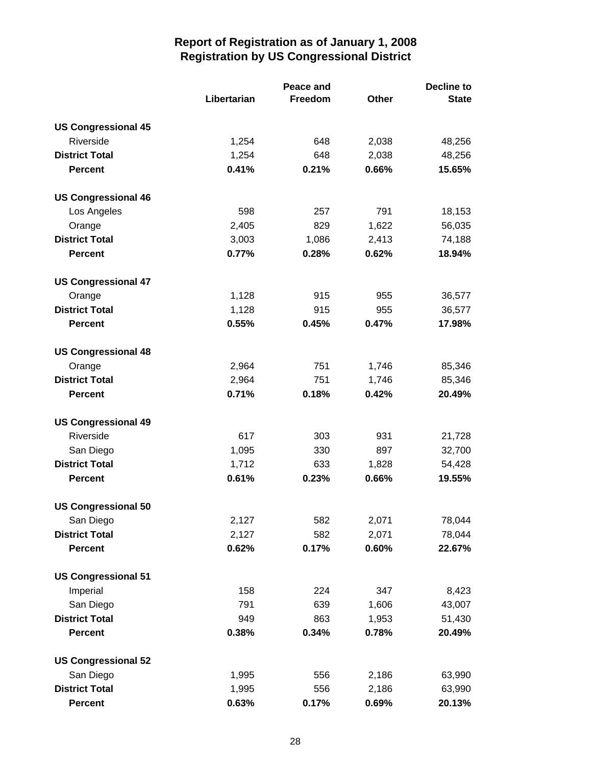# Report of Registration as of January 1, 2008
## Registration by US Congressional District

| | Libertarian | Peace and Freedom | Other | Decline to State |
|---|---|---|---|---|
| **US Congressional 45** | | | | |
| Riverside | 1,254 | 648 | 2,038 | 48,256 |
| **District Total** | 1,254 | 648 | 2,038 | 48,256 |
| **Percent** | **0.41%** | **0.21%** | **0.66%** | **15.65%** |
| **US Congressional 46** | | | | |
| Los Angeles | 598 | 257 | 791 | 18,153 |
| Orange | 2,405 | 829 | 1,622 | 56,035 |
| **District Total** | 3,003 | 1,086 | 2,413 | 74,188 |
| **Percent** | **0.77%** | **0.28%** | **0.62%** | **18.94%** |
| **US Congressional 47** | | | | |
| Orange | 1,128 | 915 | 955 | 36,577 |
| **District Total** | 1,128 | 915 | 955 | 36,577 |
| **Percent** | **0.55%** | **0.45%** | **0.47%** | **17.98%** |
| **US Congressional 48** | | | | |
| Orange | 2,964 | 751 | 1,746 | 85,346 |
| **District Total** | 2,964 | 751 | 1,746 | 85,346 |
| **Percent** | **0.71%** | **0.18%** | **0.42%** | **20.49%** |
| **US Congressional 49** | | | | |
| Riverside | 617 | 303 | 931 | 21,728 |
| San Diego | 1,095 | 330 | 897 | 32,700 |
| **District Total** | 1,712 | 633 | 1,828 | 54,428 |
| **Percent** | **0.61%** | **0.23%** | **0.66%** | **19.55%** |
| **US Congressional 50** | | | | |
| San Diego | 2,127 | 582 | 2,071 | 78,044 |
| **District Total** | 2,127 | 582 | 2,071 | 78,044 |
| **Percent** | **0.62%** | **0.17%** | **0.60%** | **22.67%** |
| **US Congressional 51** | | | | |
| Imperial | 158 | 224 | 347 | 8,423 |
| San Diego | 791 | 639 | 1,606 | 43,007 |
| **District Total** | 949 | 863 | 1,953 | 51,430 |
| **Percent** | **0.38%** | **0.34%** | **0.78%** | **20.49%** |
| **US Congressional 52** | | | | |
| San Diego | 1,995 | 556 | 2,186 | 63,990 |
| **District Total** | 1,995 | 556 | 2,186 | 63,990 |
| **Percent** | **0.63%** | **0.17%** | **0.69%** | **20.13%** |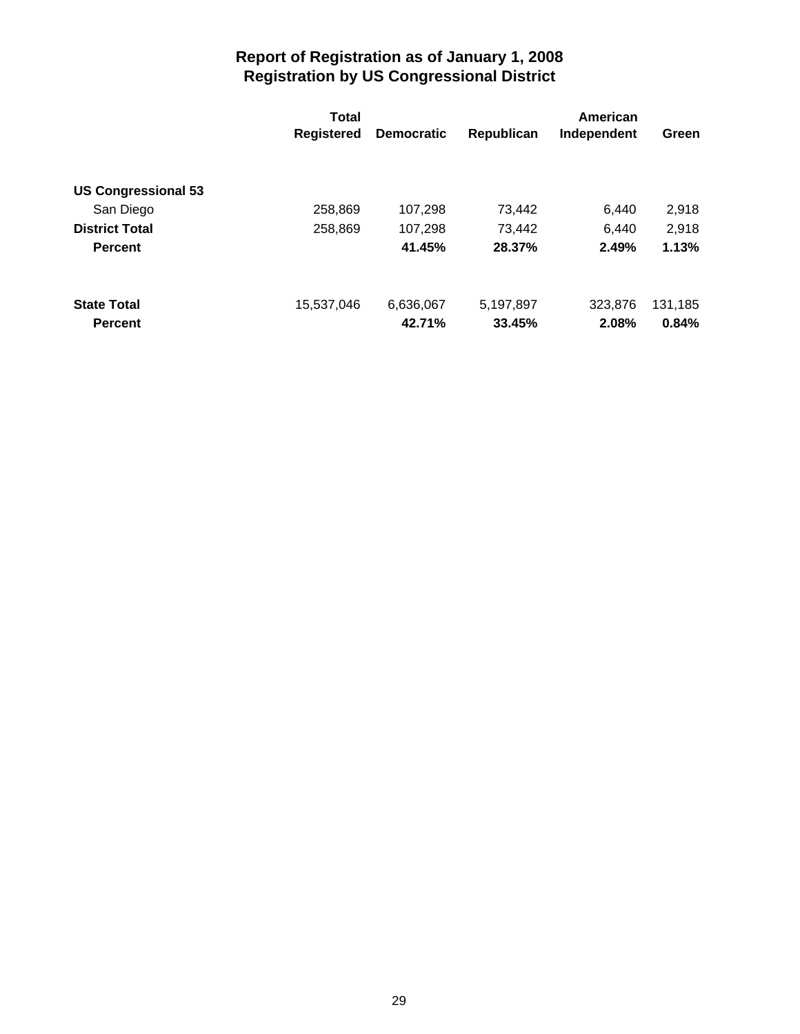# Report of Registration as of January 1, 2008
## Registration by US Congressional District

| | Total Registered | Democratic | Republican | American Independent | Green |
|---|---|---|---|---|---|
| **US Congressional 53** | | | | | |
| San Diego | 258,869 | 107,298 | 73,442 | 6,440 | 2,918 |
| **District Total** | 258,869 | 107,298 | 73,442 | 6,440 | 2,918 |
| **Percent** | | **41.45%** | **28.37%** | **2.49%** | **1.13%** |
| **State Total** | 15,537,046 | 6,636,067 | 5,197,897 | 323,876 | 131,185 |
| **Percent** | | **42.71%** | **33.45%** | **2.08%** | **0.84%** |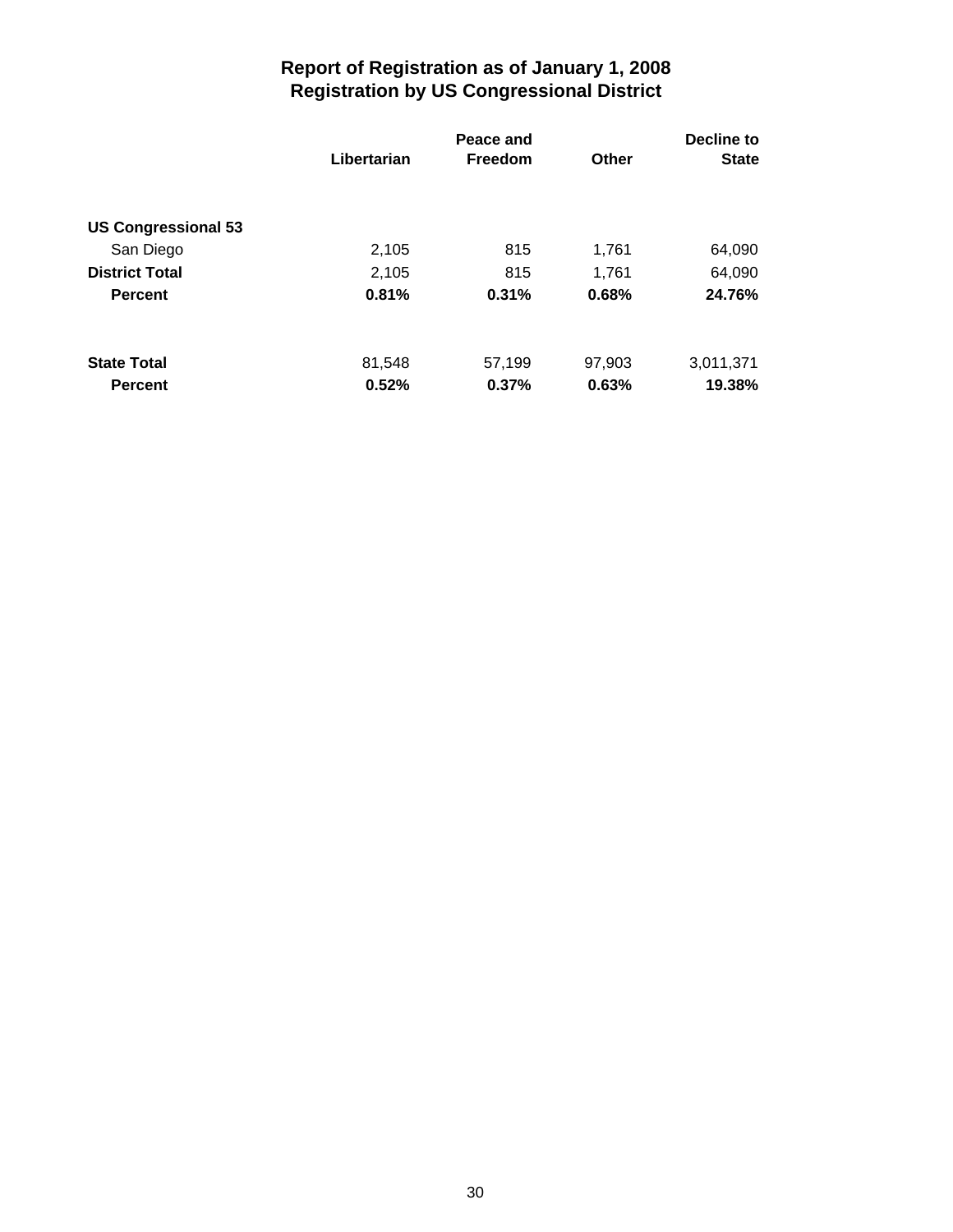# Report of Registration as of January 1, 2008
## Registration by US Congressional District

| | Libertarian | Peace and Freedom | Other | Decline to State |
|---|---|---|---|---|
| **US Congressional 53** | | | | |
| San Diego | 2,105 | 815 | 1,761 | 64,090 |
| **District Total** | 2,105 | 815 | 1,761 | 64,090 |
| **Percent** | **0.81%** | **0.31%** | **0.68%** | **24.76%** |
| **State Total** | 81,548 | 57,199 | 97,903 | 3,011,371 |
| **Percent** | **0.52%** | **0.37%** | **0.63%** | **19.38%** |